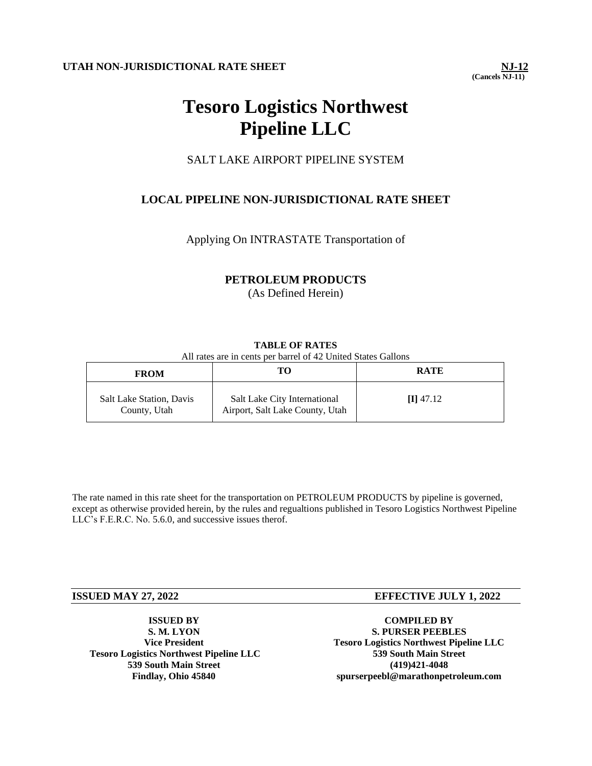**UTAH NON-JURISDICTIONAL RATE SHEET**

**NJ-12**
**(Cancels NJ-11)**

# Tesoro Logistics Northwest Pipeline LLC

SALT LAKE AIRPORT PIPELINE SYSTEM

## LOCAL PIPELINE NON-JURISDICTIONAL RATE SHEET

Applying On INTRASTATE Transportation of

**PETROLEUM PRODUCTS**
(As Defined Herein)

**TABLE OF RATES**
All rates are in cents per barrel of 42 United States Gallons

| FROM | TO | RATE |
|---|---|---|
| Salt Lake Station, Davis County, Utah | Salt Lake City International Airport, Salt Lake County, Utah | **[I]** 47.12 |

The rate named in this rate sheet for the transportation on PETROLEUM PRODUCTS by pipeline is governed, except as otherwise provided herein, by the rules and regualtions published in Tesoro Logistics Northwest Pipeline LLC's F.E.R.C. No. 5.6.0, and successive issues therof.

**ISSUED MAY 27, 2022** **EFFECTIVE JULY 1, 2022**

**ISSUED BY**
**S. M. LYON**
**Vice President**
**Tesoro Logistics Northwest Pipeline LLC**
**539 South Main Street**
**Findlay, Ohio 45840**

**COMPILED BY**
**S. PURSER PEEBLES**
**Tesoro Logistics Northwest Pipeline LLC**
**539 South Main Street**
**(419)421-4048**
**spurserpeebl@marathonpetroleum.com**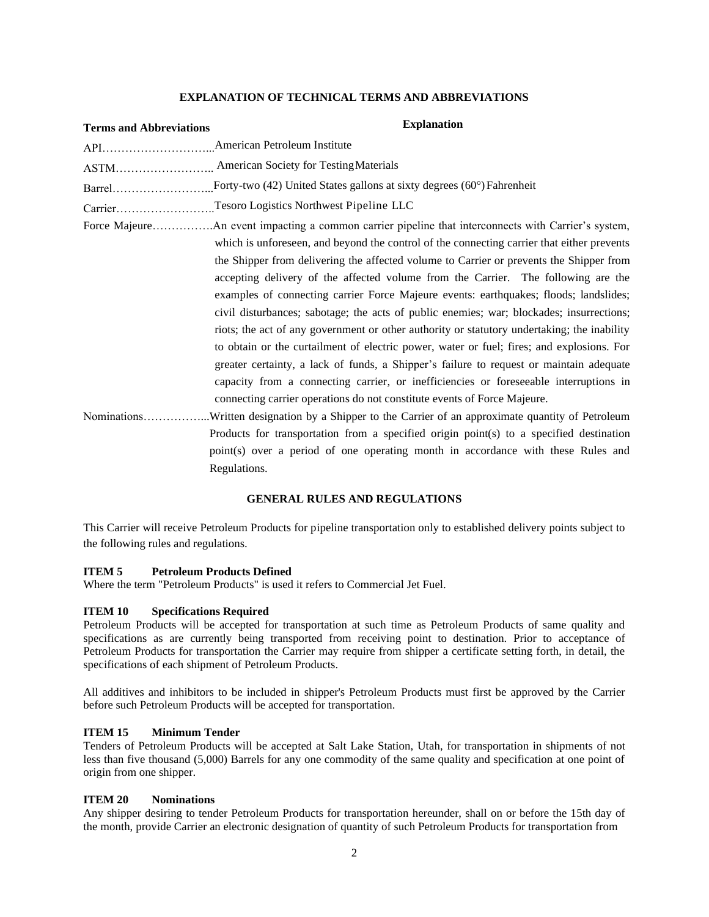## EXPLANATION OF TECHNICAL TERMS AND ABBREVIATIONS

| Terms and Abbreviations | Explanation |
|---|---|
| API | American Petroleum Institute |
| ASTM | American Society for Testing Materials |
| Barrel | Forty-two (42) United States gallons at sixty degrees (60°) Fahrenheit |
| Carrier | Tesoro Logistics Northwest Pipeline LLC |
| Force Majeure | An event impacting a common carrier pipeline that interconnects with Carrier's system, which is unforeseen, and beyond the control of the connecting carrier that either prevents the Shipper from delivering the affected volume to Carrier or prevents the Shipper from accepting delivery of the affected volume from the Carrier. The following are the examples of connecting carrier Force Majeure events: earthquakes; floods; landslides; civil disturbances; sabotage; the acts of public enemies; war; blockades; insurrections; riots; the act of any government or other authority or statutory undertaking; the inability to obtain or the curtailment of electric power, water or fuel; fires; and explosions. For greater certainty, a lack of funds, a Shipper's failure to request or maintain adequate capacity from a connecting carrier, or inefficiencies or foreseeable interruptions in connecting carrier operations do not constitute events of Force Majeure. |
| Nominations | Written designation by a Shipper to the Carrier of an approximate quantity of Petroleum Products for transportation from a specified origin point(s) to a specified destination point(s) over a period of one operating month in accordance with these Rules and Regulations. |

## GENERAL RULES AND REGULATIONS

This Carrier will receive Petroleum Products for pipeline transportation only to established delivery points subject to the following rules and regulations.

**ITEM 5 Petroleum Products Defined**

Where the term "Petroleum Products" is used it refers to Commercial Jet Fuel.

**ITEM 10 Specifications Required**

Petroleum Products will be accepted for transportation at such time as Petroleum Products of same quality and specifications as are currently being transported from receiving point to destination. Prior to acceptance of Petroleum Products for transportation the Carrier may require from shipper a certificate setting forth, in detail, the specifications of each shipment of Petroleum Products.

All additives and inhibitors to be included in shipper's Petroleum Products must first be approved by the Carrier before such Petroleum Products will be accepted for transportation.

**ITEM 15 Minimum Tender**

Tenders of Petroleum Products will be accepted at Salt Lake Station, Utah, for transportation in shipments of not less than five thousand (5,000) Barrels for any one commodity of the same quality and specification at one point of origin from one shipper.

**ITEM 20 Nominations**

Any shipper desiring to tender Petroleum Products for transportation hereunder, shall on or before the 15th day of the month, provide Carrier an electronic designation of quantity of such Petroleum Products for transportation from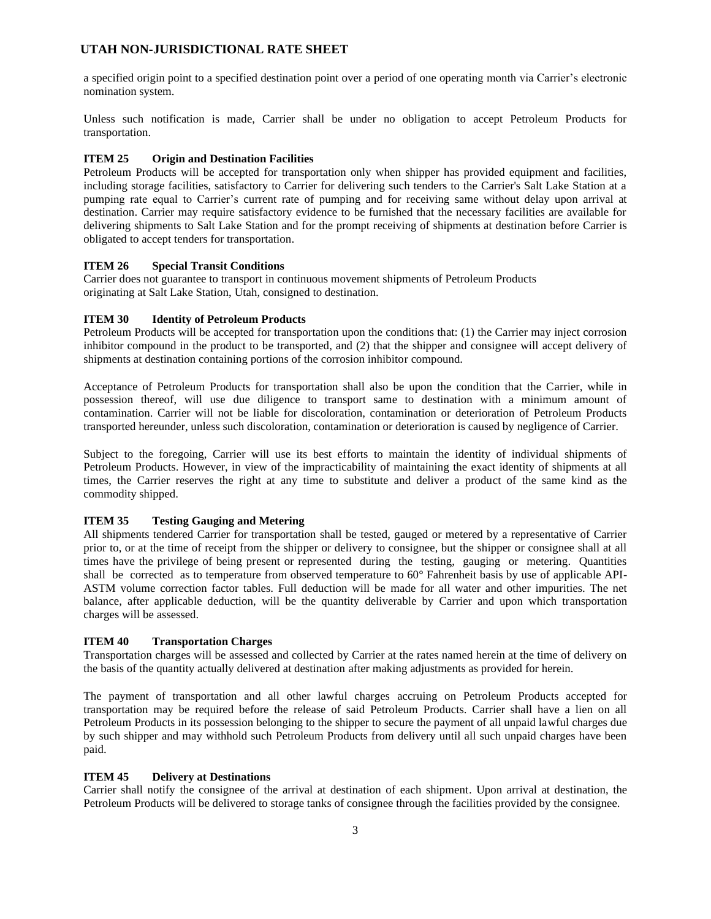a specified origin point to a specified destination point over a period of one operating month via Carrier's electronic nomination system.

Unless such notification is made, Carrier shall be under no obligation to accept Petroleum Products for transportation.

**ITEM 25 Origin and Destination Facilities**

Petroleum Products will be accepted for transportation only when shipper has provided equipment and facilities, including storage facilities, satisfactory to Carrier for delivering such tenders to the Carrier's Salt Lake Station at a pumping rate equal to Carrier's current rate of pumping and for receiving same without delay upon arrival at destination. Carrier may require satisfactory evidence to be furnished that the necessary facilities are available for delivering shipments to Salt Lake Station and for the prompt receiving of shipments at destination before Carrier is obligated to accept tenders for transportation.

**ITEM 26 Special Transit Conditions**

Carrier does not guarantee to transport in continuous movement shipments of Petroleum Products originating at Salt Lake Station, Utah, consigned to destination.

**ITEM 30 Identity of Petroleum Products**

Petroleum Products will be accepted for transportation upon the conditions that: (1) the Carrier may inject corrosion inhibitor compound in the product to be transported, and (2) that the shipper and consignee will accept delivery of shipments at destination containing portions of the corrosion inhibitor compound.

Acceptance of Petroleum Products for transportation shall also be upon the condition that the Carrier, while in possession thereof, will use due diligence to transport same to destination with a minimum amount of contamination. Carrier will not be liable for discoloration, contamination or deterioration of Petroleum Products transported hereunder, unless such discoloration, contamination or deterioration is caused by negligence of Carrier.

Subject to the foregoing, Carrier will use its best efforts to maintain the identity of individual shipments of Petroleum Products. However, in view of the impracticability of maintaining the exact identity of shipments at all times, the Carrier reserves the right at any time to substitute and deliver a product of the same kind as the commodity shipped.

**ITEM 35 Testing Gauging and Metering**

All shipments tendered Carrier for transportation shall be tested, gauged or metered by a representative of Carrier prior to, or at the time of receipt from the shipper or delivery to consignee, but the shipper or consignee shall at all times have the privilege of being present or represented during the testing, gauging or metering. Quantities shall be corrected as to temperature from observed temperature to 60° Fahrenheit basis by use of applicable API-ASTM volume correction factor tables. Full deduction will be made for all water and other impurities. The net balance, after applicable deduction, will be the quantity deliverable by Carrier and upon which transportation charges will be assessed.

**ITEM 40 Transportation Charges**

Transportation charges will be assessed and collected by Carrier at the rates named herein at the time of delivery on the basis of the quantity actually delivered at destination after making adjustments as provided for herein.

The payment of transportation and all other lawful charges accruing on Petroleum Products accepted for transportation may be required before the release of said Petroleum Products. Carrier shall have a lien on all Petroleum Products in its possession belonging to the shipper to secure the payment of all unpaid lawful charges due by such shipper and may withhold such Petroleum Products from delivery until all such unpaid charges have been paid.

**ITEM 45 Delivery at Destinations**

Carrier shall notify the consignee of the arrival at destination of each shipment. Upon arrival at destination, the Petroleum Products will be delivered to storage tanks of consignee through the facilities provided by the consignee.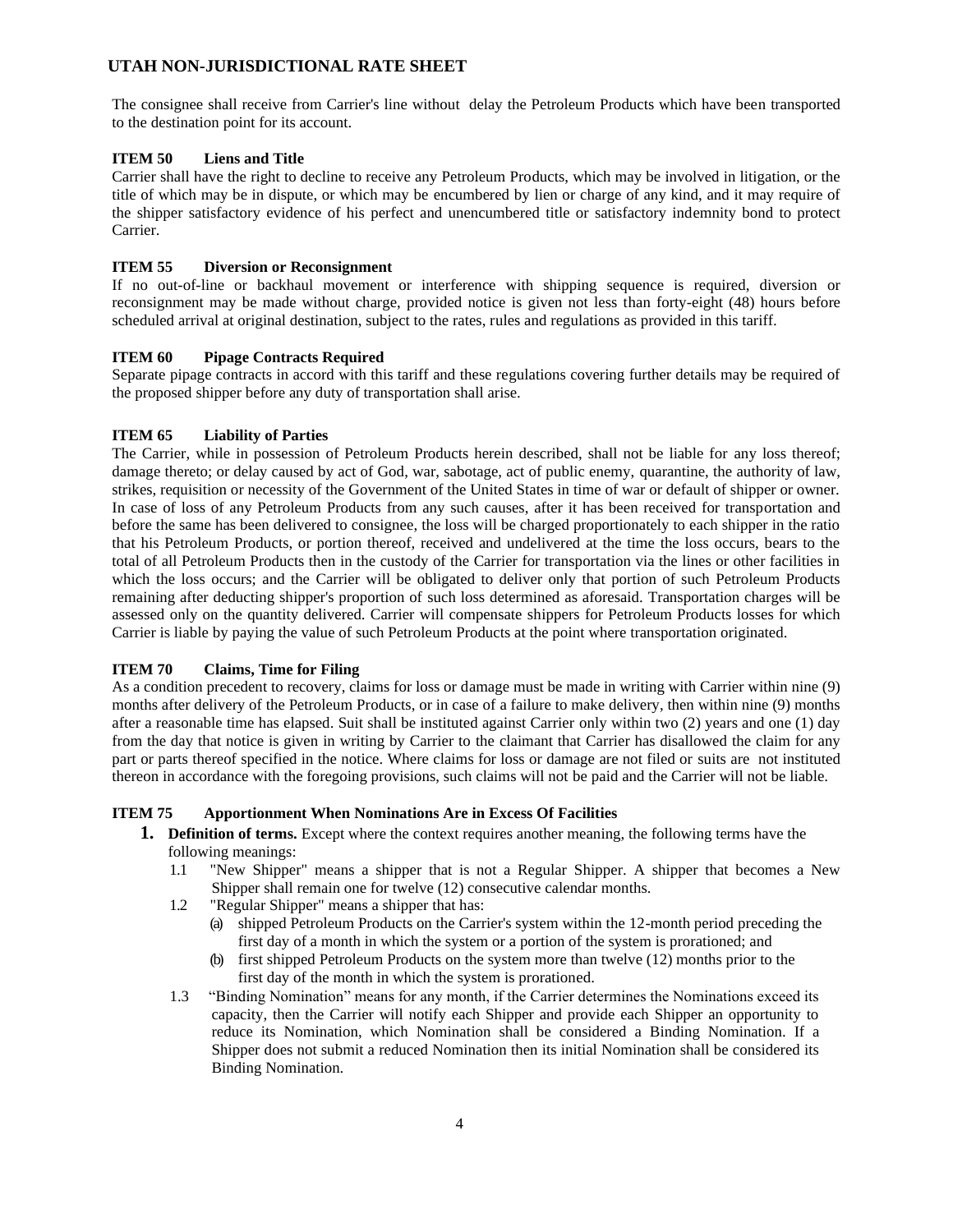The consignee shall receive from Carrier's line without delay the Petroleum Products which have been transported to the destination point for its account.

### ITEM 50 Liens and Title

Carrier shall have the right to decline to receive any Petroleum Products, which may be involved in litigation, or the title of which may be in dispute, or which may be encumbered by lien or charge of any kind, and it may require of the shipper satisfactory evidence of his perfect and unencumbered title or satisfactory indemnity bond to protect Carrier.

### ITEM 55 Diversion or Reconsignment

If no out-of-line or backhaul movement or interference with shipping sequence is required, diversion or reconsignment may be made without charge, provided notice is given not less than forty-eight (48) hours before scheduled arrival at original destination, subject to the rates, rules and regulations as provided in this tariff.

### ITEM 60 Pipage Contracts Required

Separate pipage contracts in accord with this tariff and these regulations covering further details may be required of the proposed shipper before any duty of transportation shall arise.

### ITEM 65 Liability of Parties

The Carrier, while in possession of Petroleum Products herein described, shall not be liable for any loss thereof; damage thereto; or delay caused by act of God, war, sabotage, act of public enemy, quarantine, the authority of law, strikes, requisition or necessity of the Government of the United States in time of war or default of shipper or owner. In case of loss of any Petroleum Products from any such causes, after it has been received for transportation and before the same has been delivered to consignee, the loss will be charged proportionately to each shipper in the ratio that his Petroleum Products, or portion thereof, received and undelivered at the time the loss occurs, bears to the total of all Petroleum Products then in the custody of the Carrier for transportation via the lines or other facilities in which the loss occurs; and the Carrier will be obligated to deliver only that portion of such Petroleum Products remaining after deducting shipper's proportion of such loss determined as aforesaid. Transportation charges will be assessed only on the quantity delivered. Carrier will compensate shippers for Petroleum Products losses for which Carrier is liable by paying the value of such Petroleum Products at the point where transportation originated.

### ITEM 70 Claims, Time for Filing

As a condition precedent to recovery, claims for loss or damage must be made in writing with Carrier within nine (9) months after delivery of the Petroleum Products, or in case of a failure to make delivery, then within nine (9) months after a reasonable time has elapsed. Suit shall be instituted against Carrier only within two (2) years and one (1) day from the day that notice is given in writing by Carrier to the claimant that Carrier has disallowed the claim for any part or parts thereof specified in the notice. Where claims for loss or damage are not filed or suits are not instituted thereon in accordance with the foregoing provisions, such claims will not be paid and the Carrier will not be liable.

### ITEM 75 Apportionment When Nominations Are in Excess Of Facilities

**1. Definition of terms.** Except where the context requires another meaning, the following terms have the following meanings:

1.1 "New Shipper" means a shipper that is not a Regular Shipper. A shipper that becomes a New Shipper shall remain one for twelve (12) consecutive calendar months.

1.2 "Regular Shipper" means a shipper that has:

(a) shipped Petroleum Products on the Carrier's system within the 12-month period preceding the first day of a month in which the system or a portion of the system is prorationed; and

(b) first shipped Petroleum Products on the system more than twelve (12) months prior to the first day of the month in which the system is prorationed.

1.3 "Binding Nomination" means for any month, if the Carrier determines the Nominations exceed its capacity, then the Carrier will notify each Shipper and provide each Shipper an opportunity to reduce its Nomination, which Nomination shall be considered a Binding Nomination. If a Shipper does not submit a reduced Nomination then its initial Nomination shall be considered its Binding Nomination.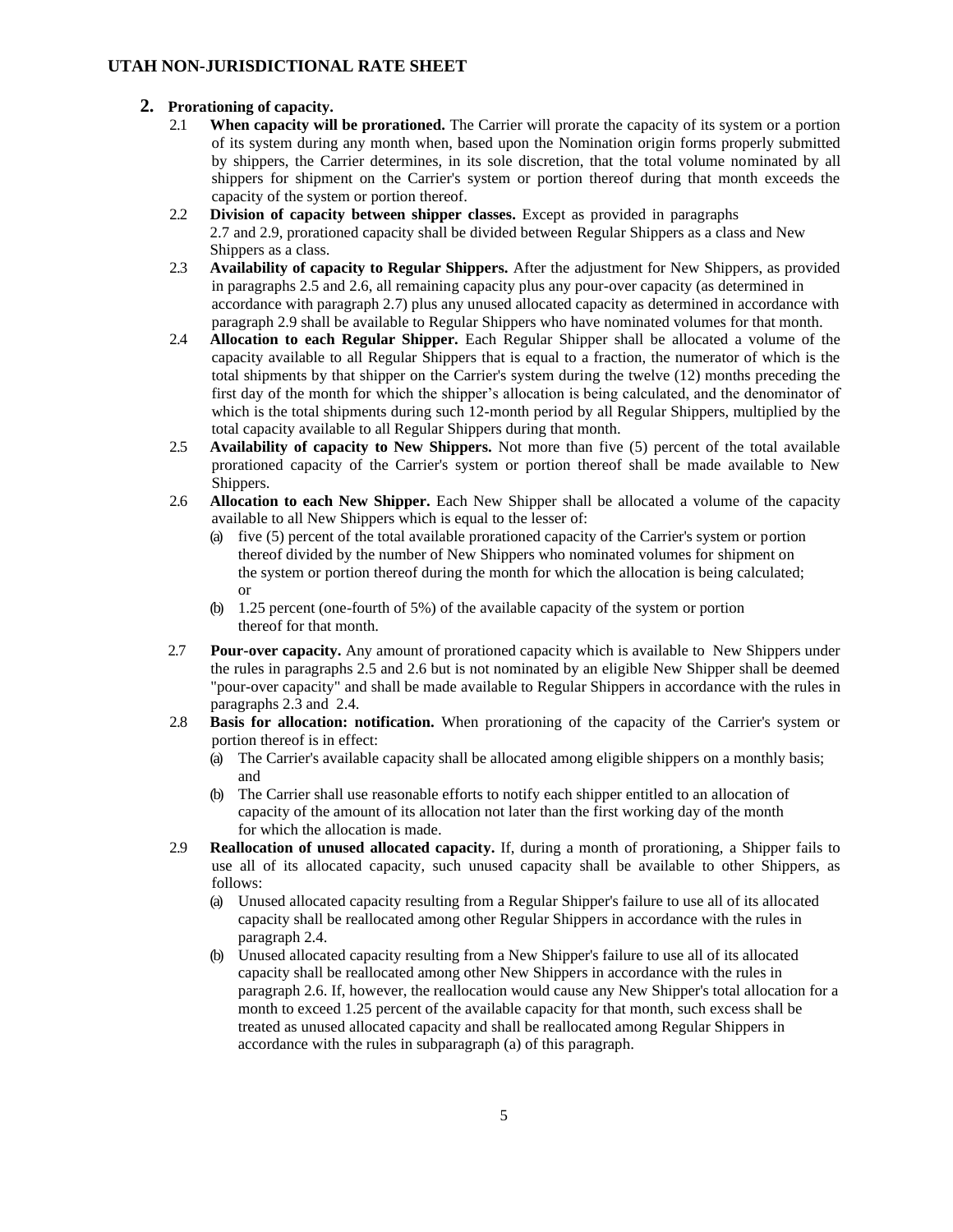## 2. Prorationing of capacity.

2.1 **When capacity will be prorationed.** The Carrier will prorate the capacity of its system or a portion of its system during any month when, based upon the Nomination origin forms properly submitted by shippers, the Carrier determines, in its sole discretion, that the total volume nominated by all shippers for shipment on the Carrier's system or portion thereof during that month exceeds the capacity of the system or portion thereof.

2.2 **Division of capacity between shipper classes.** Except as provided in paragraphs 2.7 and 2.9, prorationed capacity shall be divided between Regular Shippers as a class and New Shippers as a class.

2.3 **Availability of capacity to Regular Shippers.** After the adjustment for New Shippers, as provided in paragraphs 2.5 and 2.6, all remaining capacity plus any pour-over capacity (as determined in accordance with paragraph 2.7) plus any unused allocated capacity as determined in accordance with paragraph 2.9 shall be available to Regular Shippers who have nominated volumes for that month.

2.4 **Allocation to each Regular Shipper.** Each Regular Shipper shall be allocated a volume of the capacity available to all Regular Shippers that is equal to a fraction, the numerator of which is the total shipments by that shipper on the Carrier's system during the twelve (12) months preceding the first day of the month for which the shipper's allocation is being calculated, and the denominator of which is the total shipments during such 12-month period by all Regular Shippers, multiplied by the total capacity available to all Regular Shippers during that month.

2.5 **Availability of capacity to New Shippers.** Not more than five (5) percent of the total available prorationed capacity of the Carrier's system or portion thereof shall be made available to New Shippers.

2.6 **Allocation to each New Shipper.** Each New Shipper shall be allocated a volume of the capacity available to all New Shippers which is equal to the lesser of:

(a) five (5) percent of the total available prorationed capacity of the Carrier's system or portion thereof divided by the number of New Shippers who nominated volumes for shipment on the system or portion thereof during the month for which the allocation is being calculated; or

(b) 1.25 percent (one-fourth of 5%) of the available capacity of the system or portion thereof for that month.

2.7 **Pour-over capacity.** Any amount of prorationed capacity which is available to New Shippers under the rules in paragraphs 2.5 and 2.6 but is not nominated by an eligible New Shipper shall be deemed "pour-over capacity" and shall be made available to Regular Shippers in accordance with the rules in paragraphs 2.3 and 2.4.

2.8 **Basis for allocation: notification.** When prorationing of the capacity of the Carrier's system or portion thereof is in effect:

(a) The Carrier's available capacity shall be allocated among eligible shippers on a monthly basis; and

(b) The Carrier shall use reasonable efforts to notify each shipper entitled to an allocation of capacity of the amount of its allocation not later than the first working day of the month for which the allocation is made.

2.9 **Reallocation of unused allocated capacity.** If, during a month of prorationing, a Shipper fails to use all of its allocated capacity, such unused capacity shall be available to other Shippers, as follows:

(a) Unused allocated capacity resulting from a Regular Shipper's failure to use all of its allocated capacity shall be reallocated among other Regular Shippers in accordance with the rules in paragraph 2.4.

(b) Unused allocated capacity resulting from a New Shipper's failure to use all of its allocated capacity shall be reallocated among other New Shippers in accordance with the rules in paragraph 2.6. If, however, the reallocation would cause any New Shipper's total allocation for a month to exceed 1.25 percent of the available capacity for that month, such excess shall be treated as unused allocated capacity and shall be reallocated among Regular Shippers in accordance with the rules in subparagraph (a) of this paragraph.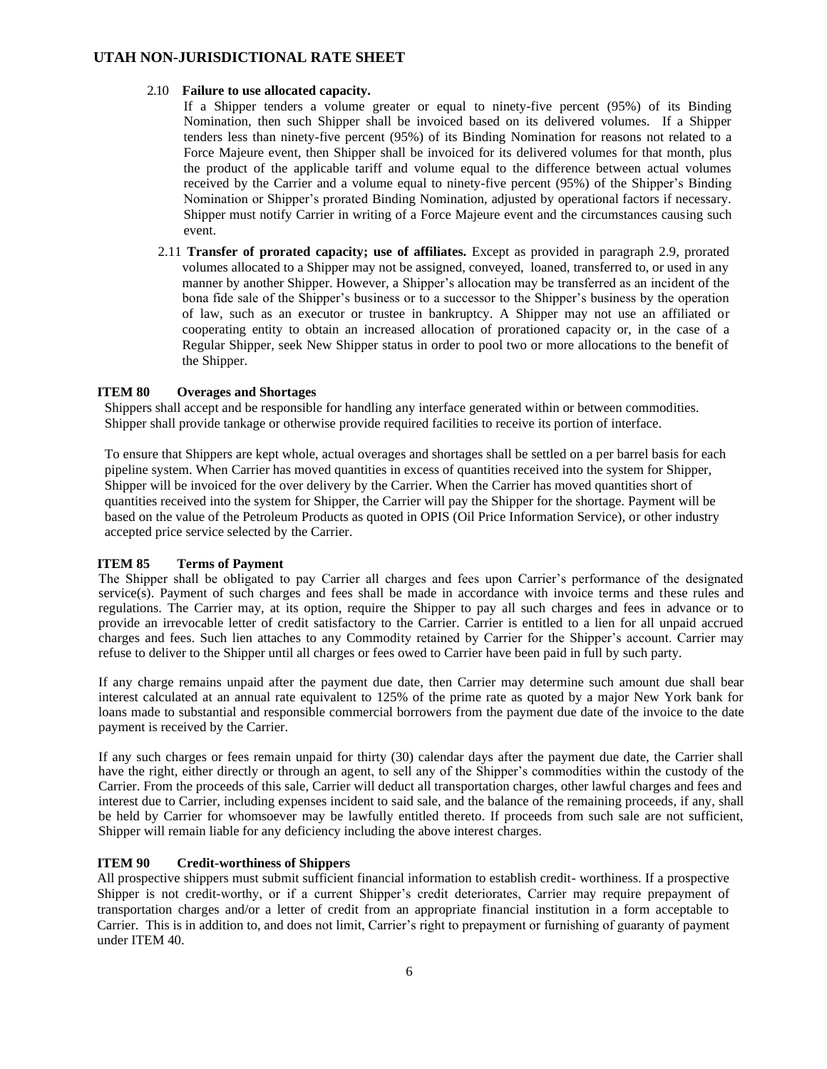2.10 **Failure to use allocated capacity.**

If a Shipper tenders a volume greater or equal to ninety-five percent (95%) of its Binding Nomination, then such Shipper shall be invoiced based on its delivered volumes. If a Shipper tenders less than ninety-five percent (95%) of its Binding Nomination for reasons not related to a Force Majeure event, then Shipper shall be invoiced for its delivered volumes for that month, plus the product of the applicable tariff and volume equal to the difference between actual volumes received by the Carrier and a volume equal to ninety-five percent (95%) of the Shipper's Binding Nomination or Shipper's prorated Binding Nomination, adjusted by operational factors if necessary. Shipper must notify Carrier in writing of a Force Majeure event and the circumstances causing such event.

2.11 **Transfer of prorated capacity; use of affiliates.** Except as provided in paragraph 2.9, prorated volumes allocated to a Shipper may not be assigned, conveyed, loaned, transferred to, or used in any manner by another Shipper. However, a Shipper's allocation may be transferred as an incident of the bona fide sale of the Shipper's business or to a successor to the Shipper's business by the operation of law, such as an executor or trustee in bankruptcy. A Shipper may not use an affiliated or cooperating entity to obtain an increased allocation of prorationed capacity or, in the case of a Regular Shipper, seek New Shipper status in order to pool two or more allocations to the benefit of the Shipper.

## ITEM 80 Overages and Shortages

Shippers shall accept and be responsible for handling any interface generated within or between commodities. Shipper shall provide tankage or otherwise provide required facilities to receive its portion of interface.

To ensure that Shippers are kept whole, actual overages and shortages shall be settled on a per barrel basis for each pipeline system. When Carrier has moved quantities in excess of quantities received into the system for Shipper, Shipper will be invoiced for the over delivery by the Carrier. When the Carrier has moved quantities short of quantities received into the system for Shipper, the Carrier will pay the Shipper for the shortage. Payment will be based on the value of the Petroleum Products as quoted in OPIS (Oil Price Information Service), or other industry accepted price service selected by the Carrier.

## ITEM 85 Terms of Payment

The Shipper shall be obligated to pay Carrier all charges and fees upon Carrier's performance of the designated service(s). Payment of such charges and fees shall be made in accordance with invoice terms and these rules and regulations. The Carrier may, at its option, require the Shipper to pay all such charges and fees in advance or to provide an irrevocable letter of credit satisfactory to the Carrier. Carrier is entitled to a lien for all unpaid accrued charges and fees. Such lien attaches to any Commodity retained by Carrier for the Shipper's account. Carrier may refuse to deliver to the Shipper until all charges or fees owed to Carrier have been paid in full by such party.

If any charge remains unpaid after the payment due date, then Carrier may determine such amount due shall bear interest calculated at an annual rate equivalent to 125% of the prime rate as quoted by a major New York bank for loans made to substantial and responsible commercial borrowers from the payment due date of the invoice to the date payment is received by the Carrier.

If any such charges or fees remain unpaid for thirty (30) calendar days after the payment due date, the Carrier shall have the right, either directly or through an agent, to sell any of the Shipper's commodities within the custody of the Carrier. From the proceeds of this sale, Carrier will deduct all transportation charges, other lawful charges and fees and interest due to Carrier, including expenses incident to said sale, and the balance of the remaining proceeds, if any, shall be held by Carrier for whomsoever may be lawfully entitled thereto. If proceeds from such sale are not sufficient, Shipper will remain liable for any deficiency including the above interest charges.

## ITEM 90 Credit-worthiness of Shippers

All prospective shippers must submit sufficient financial information to establish credit- worthiness. If a prospective Shipper is not credit-worthy, or if a current Shipper's credit deteriorates, Carrier may require prepayment of transportation charges and/or a letter of credit from an appropriate financial institution in a form acceptable to Carrier. This is in addition to, and does not limit, Carrier's right to prepayment or furnishing of guaranty of payment under ITEM 40.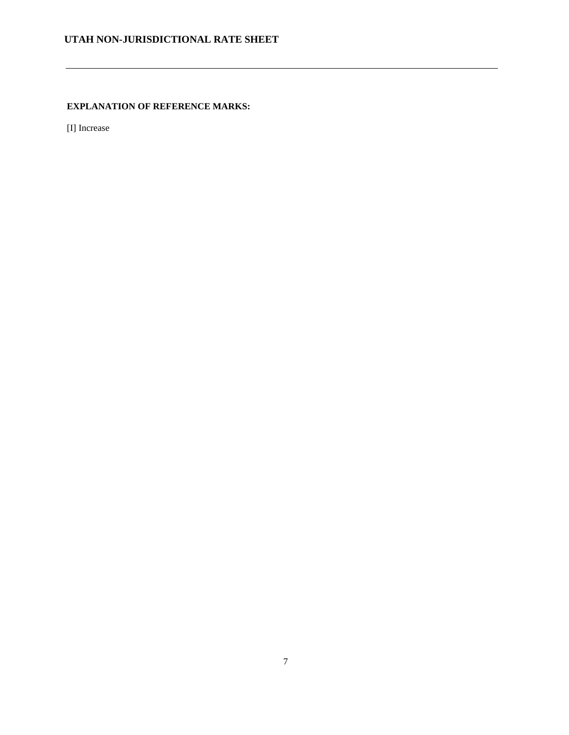**EXPLANATION OF REFERENCE MARKS:**

[I] Increase